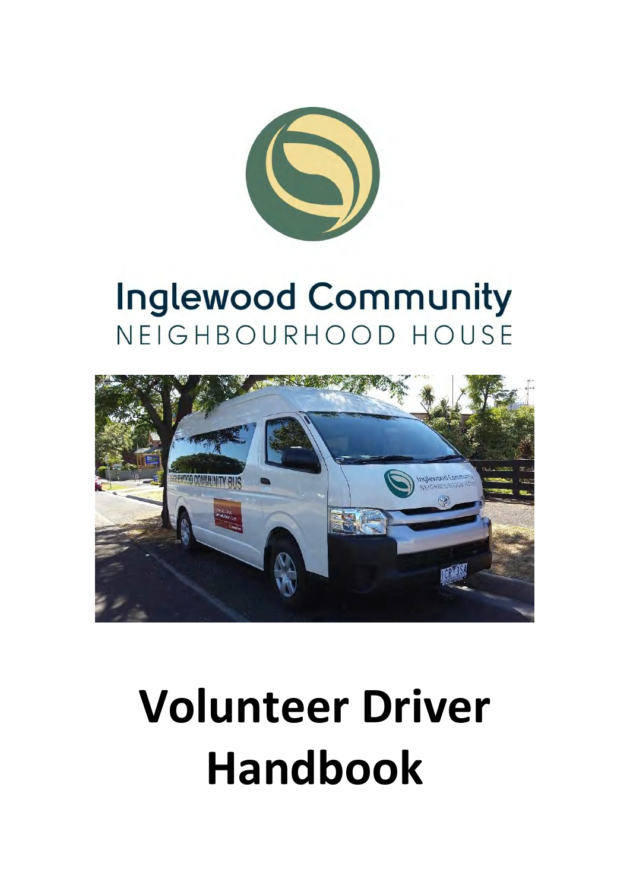Inglewood Community

NEIGHBOURHOOD HOUSE

# Volunteer Driver Handbook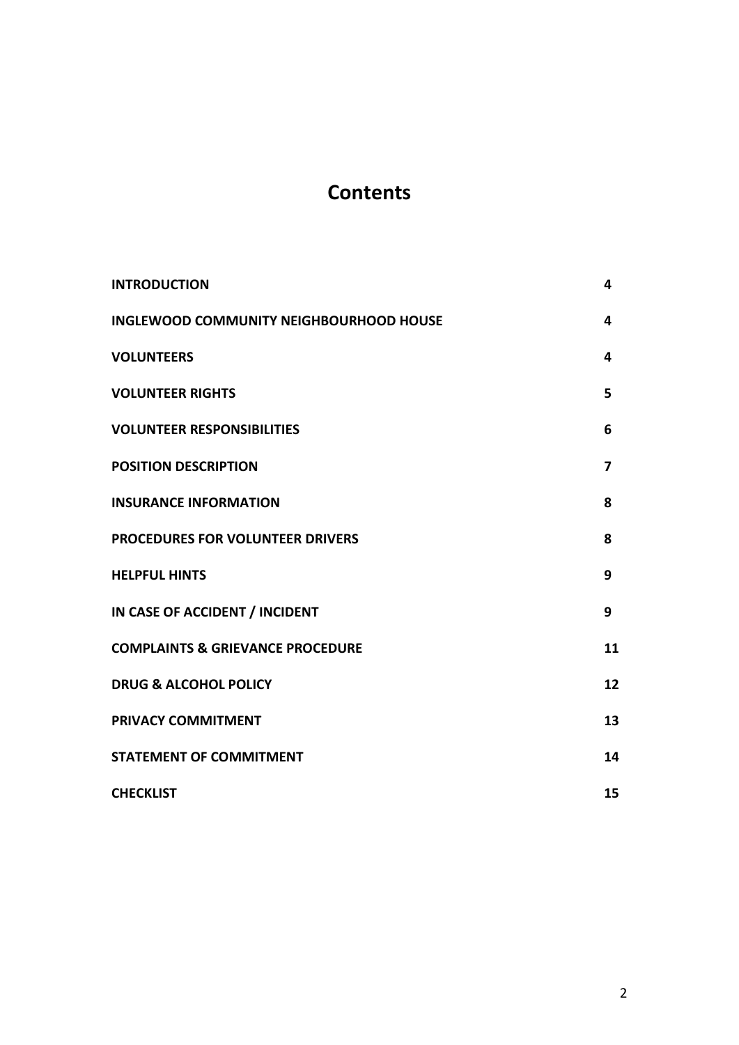# Contents

| | |
|---|---|
| **INTRODUCTION** | **4** |
| **INGLEWOOD COMMUNITY NEIGHBOURHOOD HOUSE** | **4** |
| **VOLUNTEERS** | **4** |
| **VOLUNTEER RIGHTS** | **5** |
| **VOLUNTEER RESPONSIBILITIES** | **6** |
| **POSITION DESCRIPTION** | **7** |
| **INSURANCE INFORMATION** | **8** |
| **PROCEDURES FOR VOLUNTEER DRIVERS** | **8** |
| **HELPFUL HINTS** | **9** |
| **IN CASE OF ACCIDENT / INCIDENT** | **9** |
| **COMPLAINTS & GRIEVANCE PROCEDURE** | **11** |
| **DRUG & ALCOHOL POLICY** | **12** |
| **PRIVACY COMMITMENT** | **13** |
| **STATEMENT OF COMMITMENT** | **14** |
| **CHECKLIST** | **15** |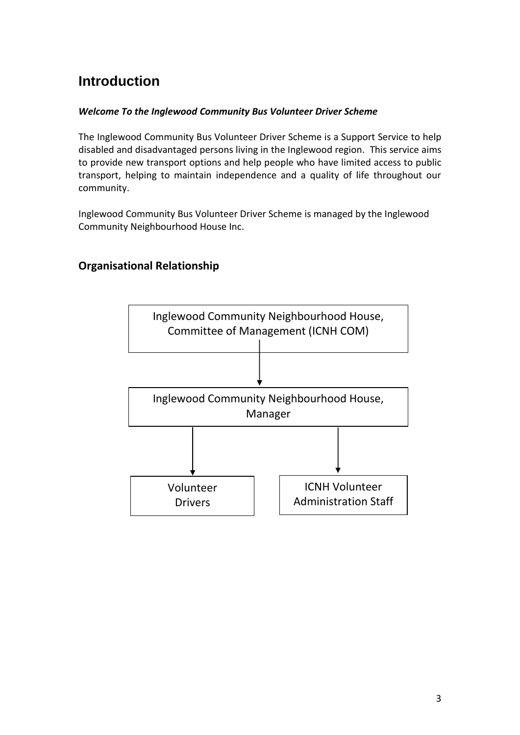# Introduction

***Welcome To the Inglewood Community Bus Volunteer Driver Scheme***

The Inglewood Community Bus Volunteer Driver Scheme is a Support Service to help disabled and disadvantaged persons living in the Inglewood region. This service aims to provide new transport options and help people who have limited access to public transport, helping to maintain independence and a quality of life throughout our community.

Inglewood Community Bus Volunteer Driver Scheme is managed by the Inglewood Community Neighbourhood House Inc.

## Organisational Relationship

Inglewood Community Neighbourhood House, Committee of Management (ICNH COM)

↓

Inglewood Community Neighbourhood House, Manager

↓

Volunteer Drivers | ICNH Volunteer Administration Staff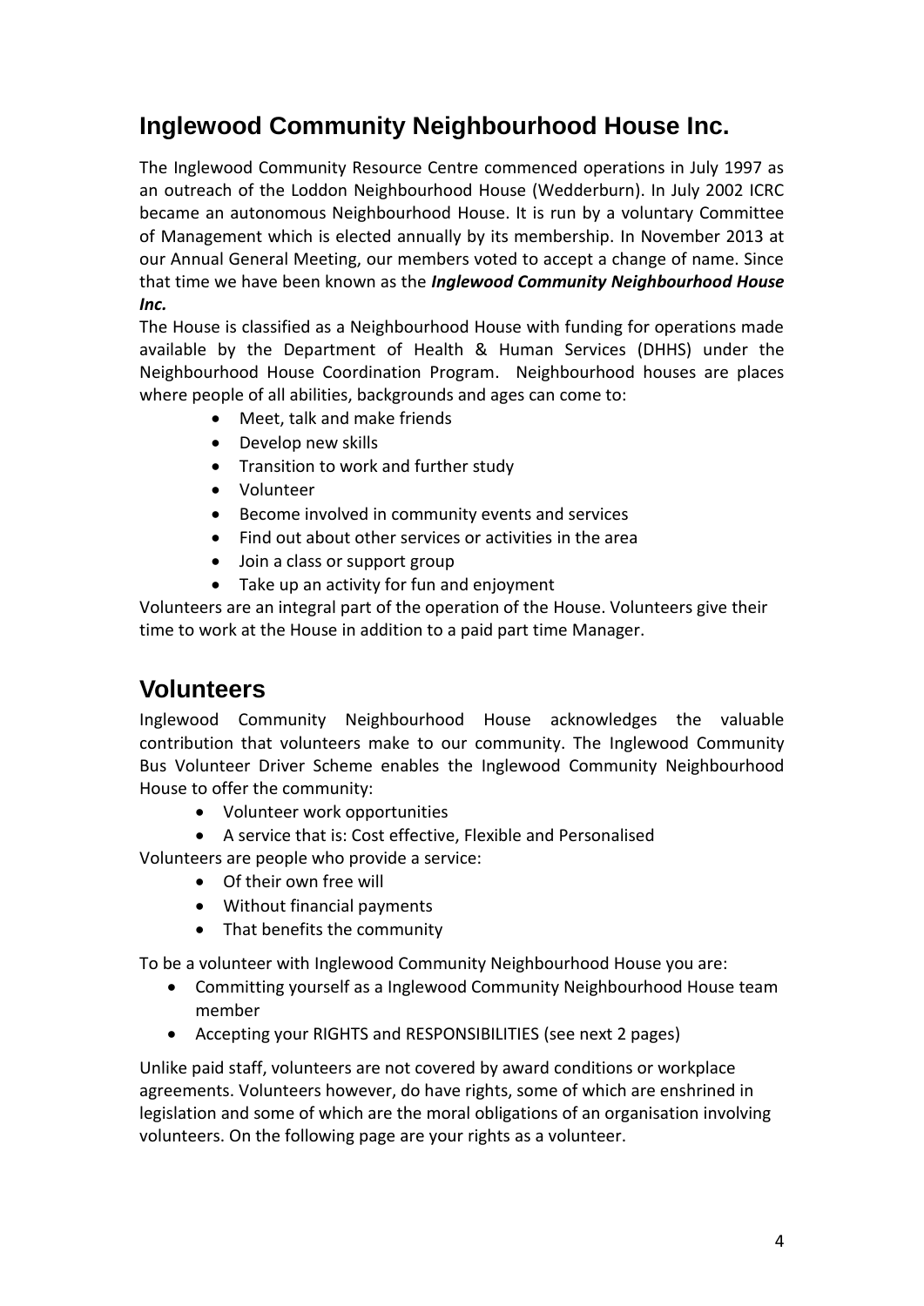## Inglewood Community Neighbourhood House Inc.

The Inglewood Community Resource Centre commenced operations in July 1997 as an outreach of the Loddon Neighbourhood House (Wedderburn). In July 2002 ICRC became an autonomous Neighbourhood House. It is run by a voluntary Committee of Management which is elected annually by its membership. In November 2013 at our Annual General Meeting, our members voted to accept a change of name. Since that time we have been known as the ***Inglewood Community Neighbourhood House Inc.***

The House is classified as a Neighbourhood House with funding for operations made available by the Department of Health & Human Services (DHHS) under the Neighbourhood House Coordination Program. Neighbourhood houses are places where people of all abilities, backgrounds and ages can come to:

- Meet, talk and make friends
- Develop new skills
- Transition to work and further study
- Volunteer
- Become involved in community events and services
- Find out about other services or activities in the area
- Join a class or support group
- Take up an activity for fun and enjoyment

Volunteers are an integral part of the operation of the House. Volunteers give their time to work at the House in addition to a paid part time Manager.

## Volunteers

Inglewood Community Neighbourhood House acknowledges the valuable contribution that volunteers make to our community. The Inglewood Community Bus Volunteer Driver Scheme enables the Inglewood Community Neighbourhood House to offer the community:

- Volunteer work opportunities
- A service that is: Cost effective, Flexible and Personalised

Volunteers are people who provide a service:

- Of their own free will
- Without financial payments
- That benefits the community

To be a volunteer with Inglewood Community Neighbourhood House you are:

- Committing yourself as a Inglewood Community Neighbourhood House team member
- Accepting your RIGHTS and RESPONSIBILITIES (see next 2 pages)

Unlike paid staff, volunteers are not covered by award conditions or workplace agreements. Volunteers however, do have rights, some of which are enshrined in legislation and some of which are the moral obligations of an organisation involving volunteers. On the following page are your rights as a volunteer.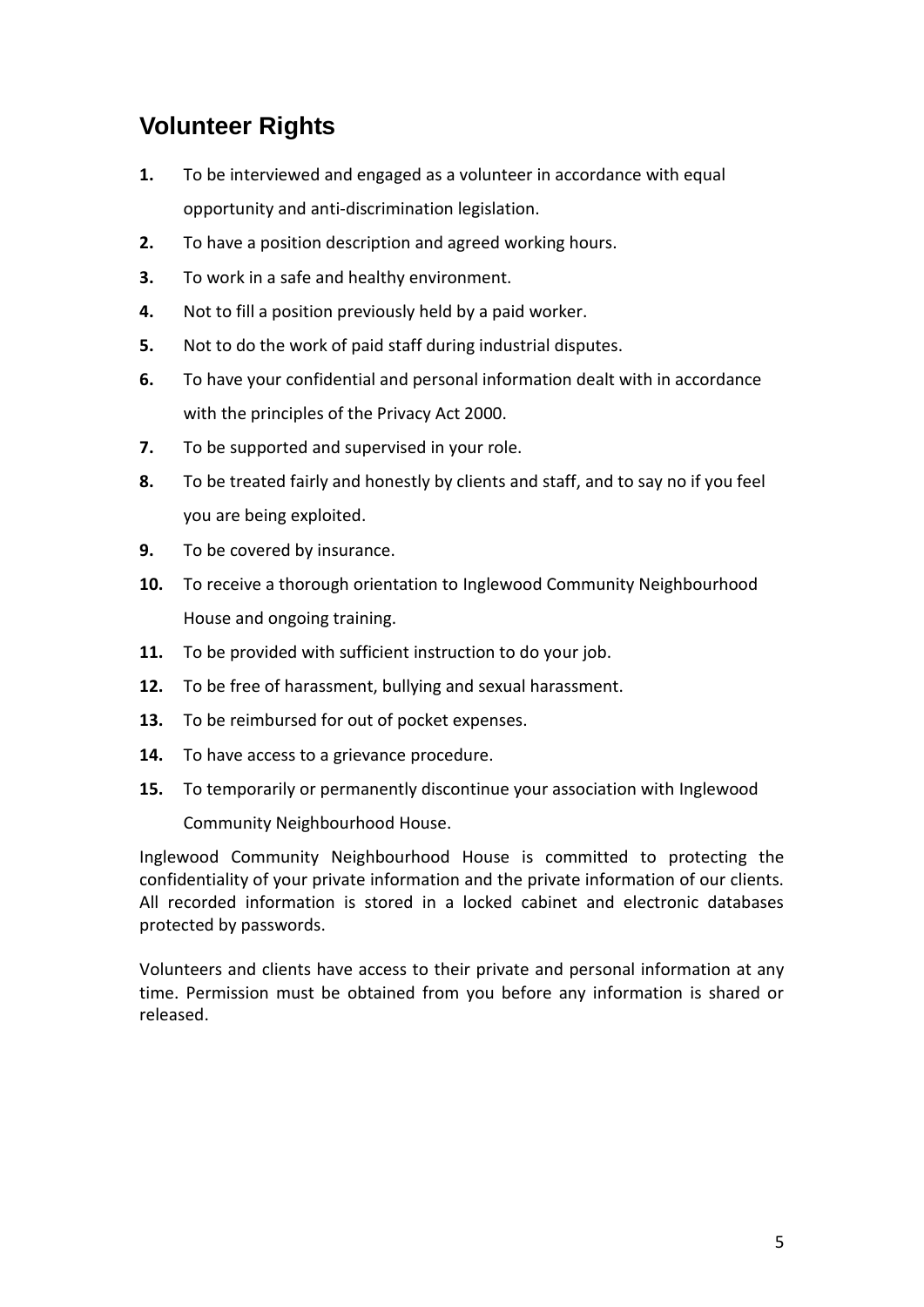## Volunteer Rights

1. To be interviewed and engaged as a volunteer in accordance with equal opportunity and anti-discrimination legislation.
2. To have a position description and agreed working hours.
3. To work in a safe and healthy environment.
4. Not to fill a position previously held by a paid worker.
5. Not to do the work of paid staff during industrial disputes.
6. To have your confidential and personal information dealt with in accordance with the principles of the Privacy Act 2000.
7. To be supported and supervised in your role.
8. To be treated fairly and honestly by clients and staff, and to say no if you feel you are being exploited.
9. To be covered by insurance.
10. To receive a thorough orientation to Inglewood Community Neighbourhood House and ongoing training.
11. To be provided with sufficient instruction to do your job.
12. To be free of harassment, bullying and sexual harassment.
13. To be reimbursed for out of pocket expenses.
14. To have access to a grievance procedure.
15. To temporarily or permanently discontinue your association with Inglewood Community Neighbourhood House.

Inglewood Community Neighbourhood House is committed to protecting the confidentiality of your private information and the private information of our clients. All recorded information is stored in a locked cabinet and electronic databases protected by passwords.

Volunteers and clients have access to their private and personal information at any time. Permission must be obtained from you before any information is shared or released.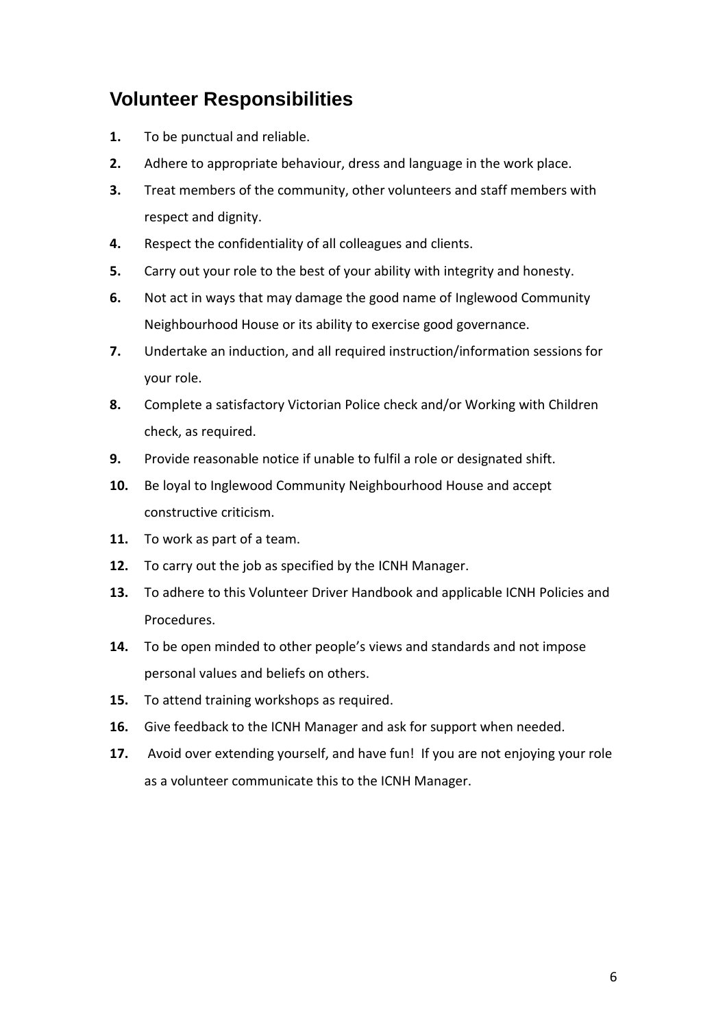## Volunteer Responsibilities

1. To be punctual and reliable.
2. Adhere to appropriate behaviour, dress and language in the work place.
3. Treat members of the community, other volunteers and staff members with respect and dignity.
4. Respect the confidentiality of all colleagues and clients.
5. Carry out your role to the best of your ability with integrity and honesty.
6. Not act in ways that may damage the good name of Inglewood Community Neighbourhood House or its ability to exercise good governance.
7. Undertake an induction, and all required instruction/information sessions for your role.
8. Complete a satisfactory Victorian Police check and/or Working with Children check, as required.
9. Provide reasonable notice if unable to fulfil a role or designated shift.
10. Be loyal to Inglewood Community Neighbourhood House and accept constructive criticism.
11. To work as part of a team.
12. To carry out the job as specified by the ICNH Manager.
13. To adhere to this Volunteer Driver Handbook and applicable ICNH Policies and Procedures.
14. To be open minded to other people's views and standards and not impose personal values and beliefs on others.
15. To attend training workshops as required.
16. Give feedback to the ICNH Manager and ask for support when needed.
17. Avoid over extending yourself, and have fun! If you are not enjoying your role as a volunteer communicate this to the ICNH Manager.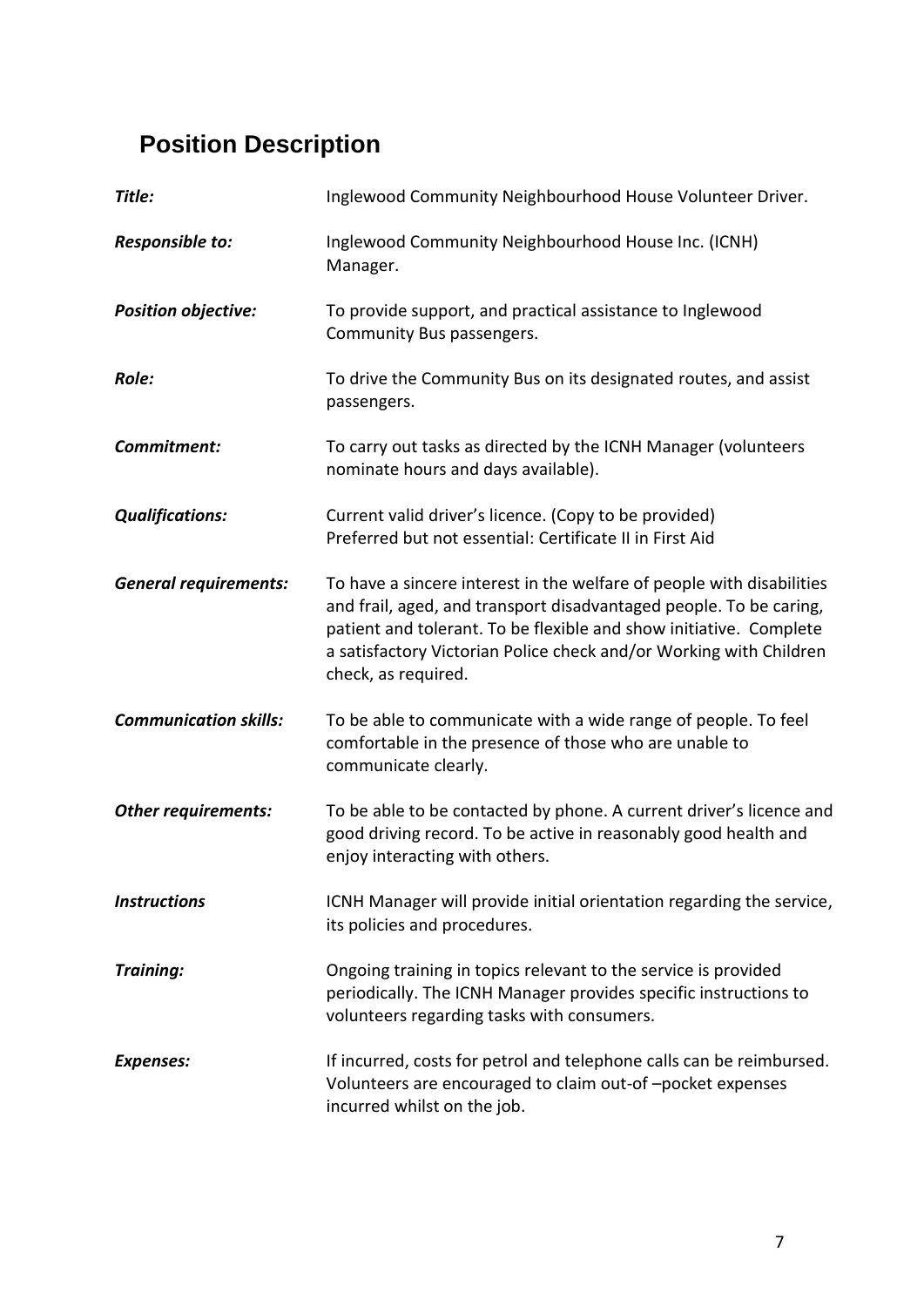# Position Description

***Title:*** Inglewood Community Neighbourhood House Volunteer Driver.

***Responsible to:*** Inglewood Community Neighbourhood House Inc. (ICNH) Manager.

***Position objective:*** To provide support, and practical assistance to Inglewood Community Bus passengers.

***Role:*** To drive the Community Bus on its designated routes, and assist passengers.

***Commitment:*** To carry out tasks as directed by the ICNH Manager (volunteers nominate hours and days available).

***Qualifications:*** Current valid driver's licence. (Copy to be provided)
Preferred but not essential: Certificate II in First Aid

***General requirements:*** To have a sincere interest in the welfare of people with disabilities and frail, aged, and transport disadvantaged people. To be caring, patient and tolerant. To be flexible and show initiative. Complete a satisfactory Victorian Police check and/or Working with Children check, as required.

***Communication skills:*** To be able to communicate with a wide range of people. To feel comfortable in the presence of those who are unable to communicate clearly.

***Other requirements:*** To be able to be contacted by phone. A current driver's licence and good driving record. To be active in reasonably good health and enjoy interacting with others.

***Instructions*** ICNH Manager will provide initial orientation regarding the service, its policies and procedures.

***Training:*** Ongoing training in topics relevant to the service is provided periodically. The ICNH Manager provides specific instructions to volunteers regarding tasks with consumers.

***Expenses:*** If incurred, costs for petrol and telephone calls can be reimbursed. Volunteers are encouraged to claim out-of –pocket expenses incurred whilst on the job.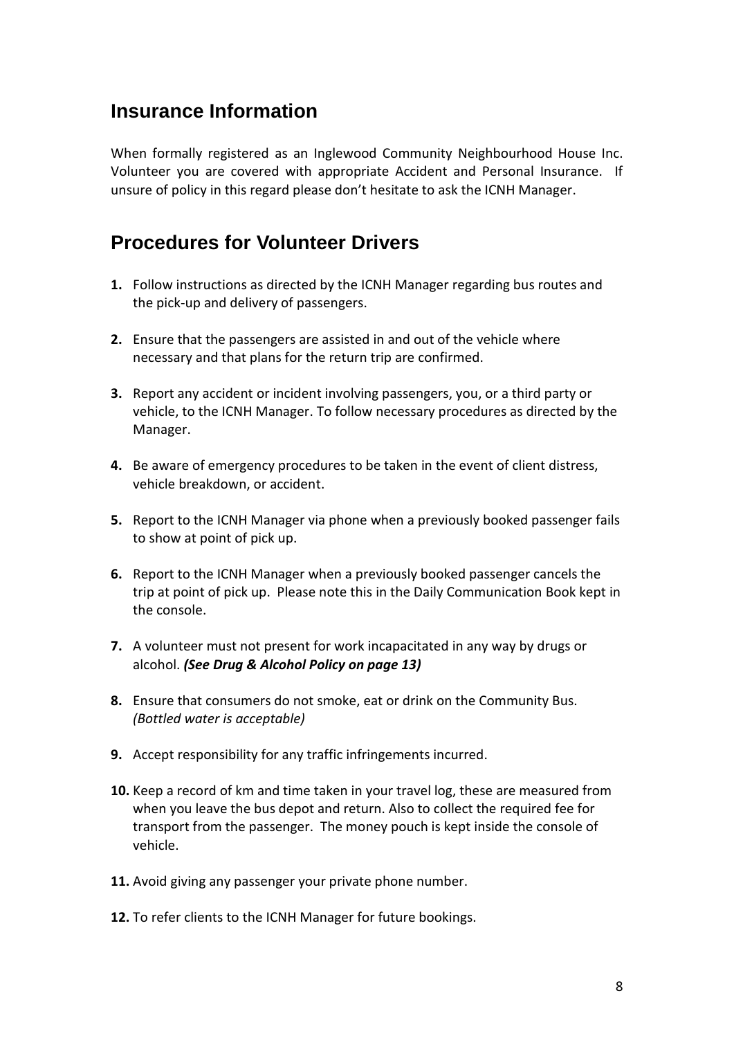## Insurance Information

When formally registered as an Inglewood Community Neighbourhood House Inc. Volunteer you are covered with appropriate Accident and Personal Insurance. If unsure of policy in this regard please don't hesitate to ask the ICNH Manager.

## Procedures for Volunteer Drivers

**1.** Follow instructions as directed by the ICNH Manager regarding bus routes and the pick-up and delivery of passengers.

**2.** Ensure that the passengers are assisted in and out of the vehicle where necessary and that plans for the return trip are confirmed.

**3.** Report any accident or incident involving passengers, you, or a third party or vehicle, to the ICNH Manager. To follow necessary procedures as directed by the Manager.

**4.** Be aware of emergency procedures to be taken in the event of client distress, vehicle breakdown, or accident.

**5.** Report to the ICNH Manager via phone when a previously booked passenger fails to show at point of pick up.

**6.** Report to the ICNH Manager when a previously booked passenger cancels the trip at point of pick up. Please note this in the Daily Communication Book kept in the console.

**7.** A volunteer must not present for work incapacitated in any way by drugs or alcohol. ***(See Drug & Alcohol Policy on page 13)***

**8.** Ensure that consumers do not smoke, eat or drink on the Community Bus. *(Bottled water is acceptable)*

**9.** Accept responsibility for any traffic infringements incurred.

**10.** Keep a record of km and time taken in your travel log, these are measured from when you leave the bus depot and return. Also to collect the required fee for transport from the passenger. The money pouch is kept inside the console of vehicle.

**11.** Avoid giving any passenger your private phone number.

**12.** To refer clients to the ICNH Manager for future bookings.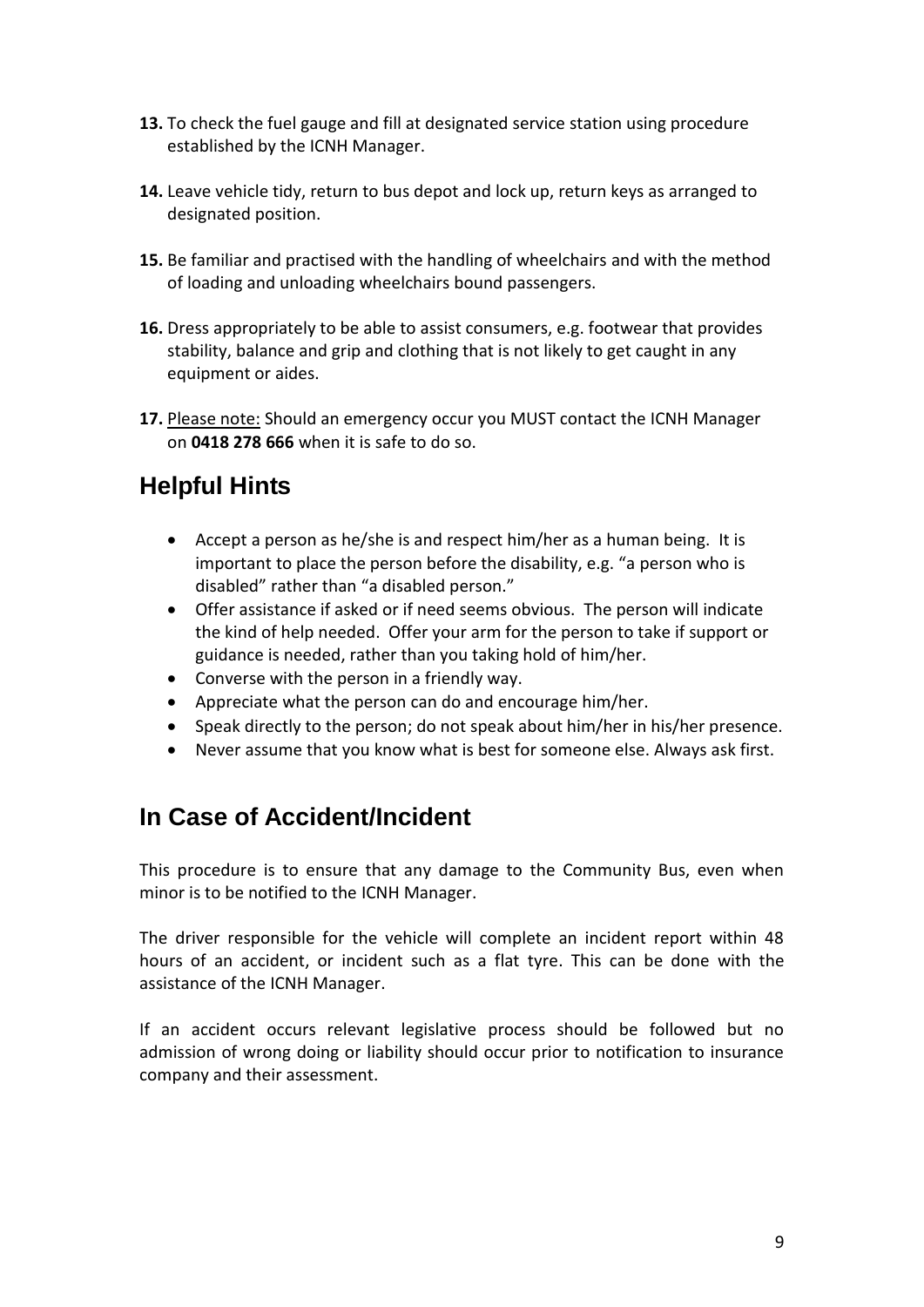**13.** To check the fuel gauge and fill at designated service station using procedure established by the ICNH Manager.

**14.** Leave vehicle tidy, return to bus depot and lock up, return keys as arranged to designated position.

**15.** Be familiar and practised with the handling of wheelchairs and with the method of loading and unloading wheelchairs bound passengers.

**16.** Dress appropriately to be able to assist consumers, e.g. footwear that provides stability, balance and grip and clothing that is not likely to get caught in any equipment or aides.

**17.** Please note: Should an emergency occur you MUST contact the ICNH Manager on **0418 278 666** when it is safe to do so.

## Helpful Hints

- Accept a person as he/she is and respect him/her as a human being. It is important to place the person before the disability, e.g. "a person who is disabled" rather than "a disabled person."
- Offer assistance if asked or if need seems obvious. The person will indicate the kind of help needed. Offer your arm for the person to take if support or guidance is needed, rather than you taking hold of him/her.
- Converse with the person in a friendly way.
- Appreciate what the person can do and encourage him/her.
- Speak directly to the person; do not speak about him/her in his/her presence.
- Never assume that you know what is best for someone else. Always ask first.

## In Case of Accident/Incident

This procedure is to ensure that any damage to the Community Bus, even when minor is to be notified to the ICNH Manager.

The driver responsible for the vehicle will complete an incident report within 48 hours of an accident, or incident such as a flat tyre. This can be done with the assistance of the ICNH Manager.

If an accident occurs relevant legislative process should be followed but no admission of wrong doing or liability should occur prior to notification to insurance company and their assessment.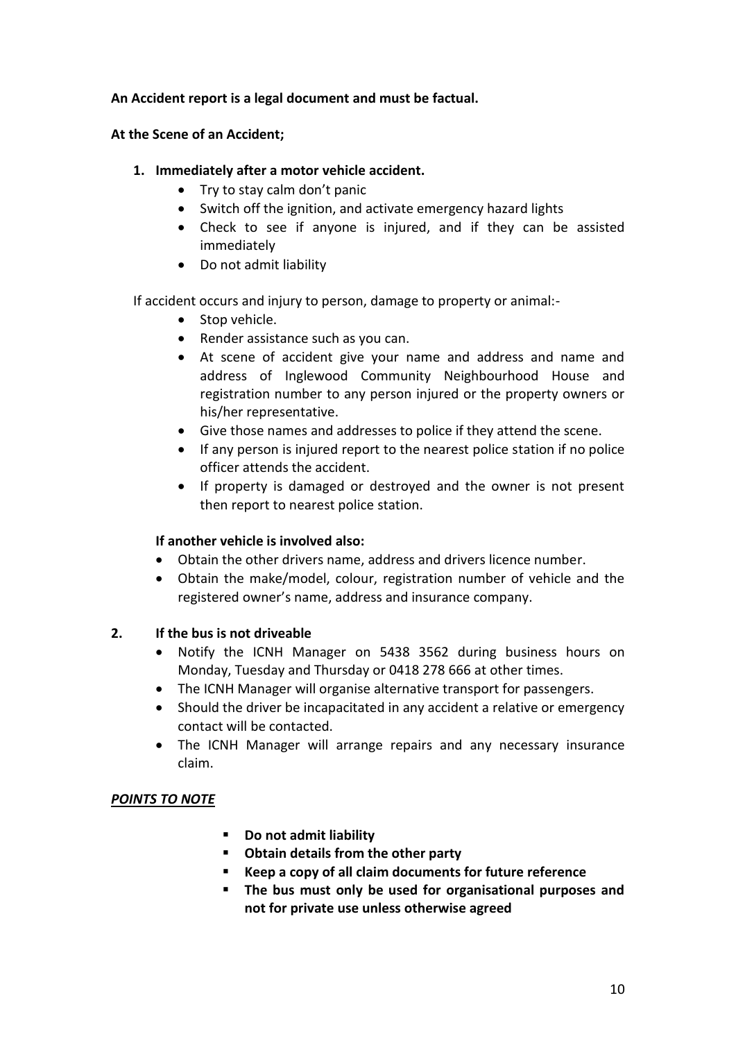**An Accident report is a legal document and must be factual.**

**At the Scene of an Accident;**

1. **Immediately after a motor vehicle accident.**
    - Try to stay calm don't panic
    - Switch off the ignition, and activate emergency hazard lights
    - Check to see if anyone is injured, and if they can be assisted immediately
    - Do not admit liability

If accident occurs and injury to person, damage to property or animal:-

- Stop vehicle.
- Render assistance such as you can.
- At scene of accident give your name and address and name and address of Inglewood Community Neighbourhood House and registration number to any person injured or the property owners or his/her representative.
- Give those names and addresses to police if they attend the scene.
- If any person is injured report to the nearest police station if no police officer attends the accident.
- If property is damaged or destroyed and the owner is not present then report to nearest police station.

**If another vehicle is involved also:**

- Obtain the other drivers name, address and drivers licence number.
- Obtain the make/model, colour, registration number of vehicle and the registered owner's name, address and insurance company.

2. **If the bus is not driveable**
    - Notify the ICNH Manager on 5438 3562 during business hours on Monday, Tuesday and Thursday or 0418 278 666 at other times.
    - The ICNH Manager will organise alternative transport for passengers.
    - Should the driver be incapacitated in any accident a relative or emergency contact will be contacted.
    - The ICNH Manager will arrange repairs and any necessary insurance claim.

***POINTS TO NOTE***

- **Do not admit liability**
- **Obtain details from the other party**
- **Keep a copy of all claim documents for future reference**
- **The bus must only be used for organisational purposes and not for private use unless otherwise agreed**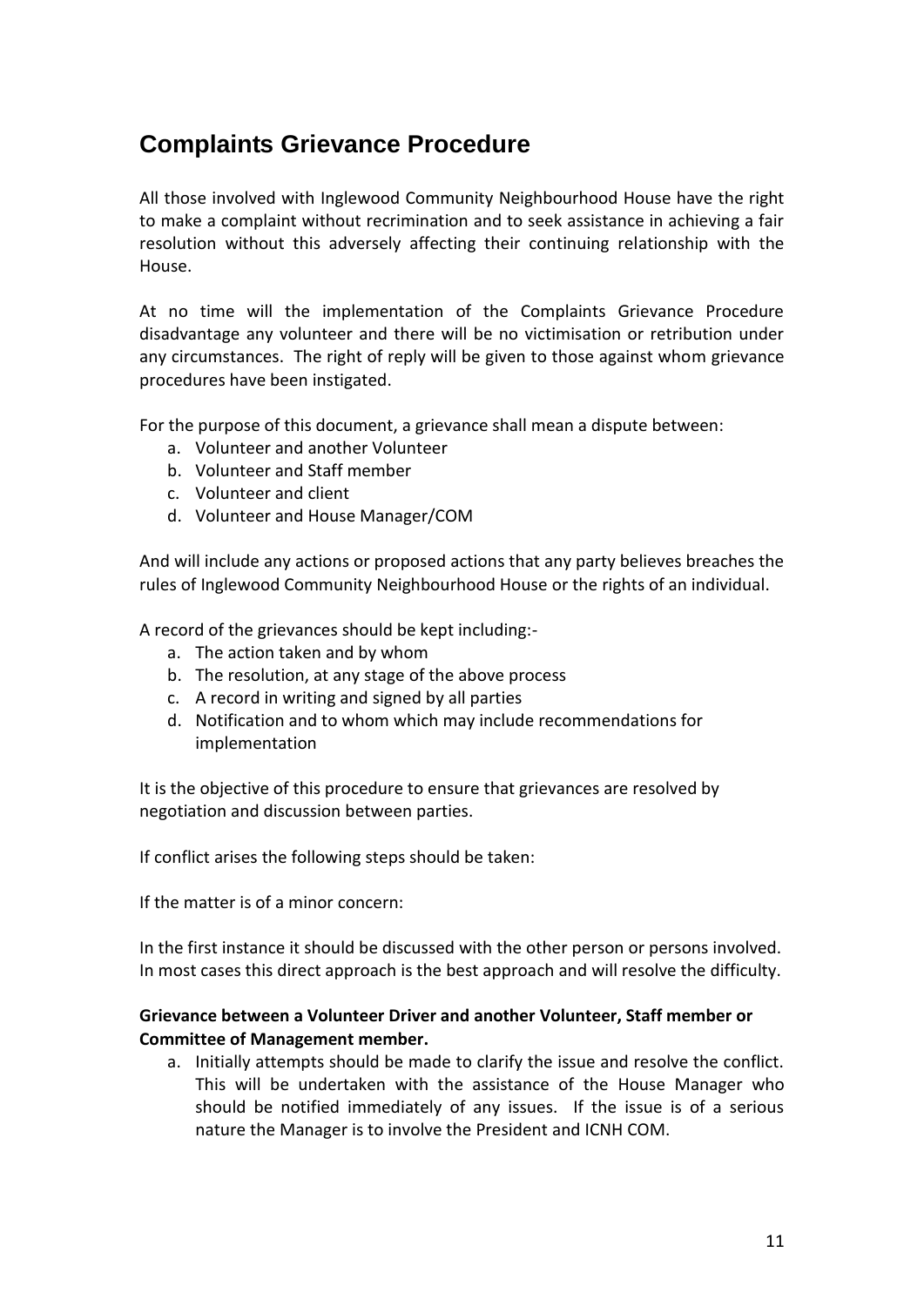## Complaints Grievance Procedure

All those involved with Inglewood Community Neighbourhood House have the right to make a complaint without recrimination and to seek assistance in achieving a fair resolution without this adversely affecting their continuing relationship with the House.

At no time will the implementation of the Complaints Grievance Procedure disadvantage any volunteer and there will be no victimisation or retribution under any circumstances. The right of reply will be given to those against whom grievance procedures have been instigated.

For the purpose of this document, a grievance shall mean a dispute between:

a. Volunteer and another Volunteer
b. Volunteer and Staff member
c. Volunteer and client
d. Volunteer and House Manager/COM

And will include any actions or proposed actions that any party believes breaches the rules of Inglewood Community Neighbourhood House or the rights of an individual.

A record of the grievances should be kept including:-

a. The action taken and by whom
b. The resolution, at any stage of the above process
c. A record in writing and signed by all parties
d. Notification and to whom which may include recommendations for implementation

It is the objective of this procedure to ensure that grievances are resolved by negotiation and discussion between parties.

If conflict arises the following steps should be taken:

If the matter is of a minor concern:

In the first instance it should be discussed with the other person or persons involved. In most cases this direct approach is the best approach and will resolve the difficulty.

**Grievance between a Volunteer Driver and another Volunteer, Staff member or Committee of Management member.**

a. Initially attempts should be made to clarify the issue and resolve the conflict. This will be undertaken with the assistance of the House Manager who should be notified immediately of any issues. If the issue is of a serious nature the Manager is to involve the President and ICNH COM.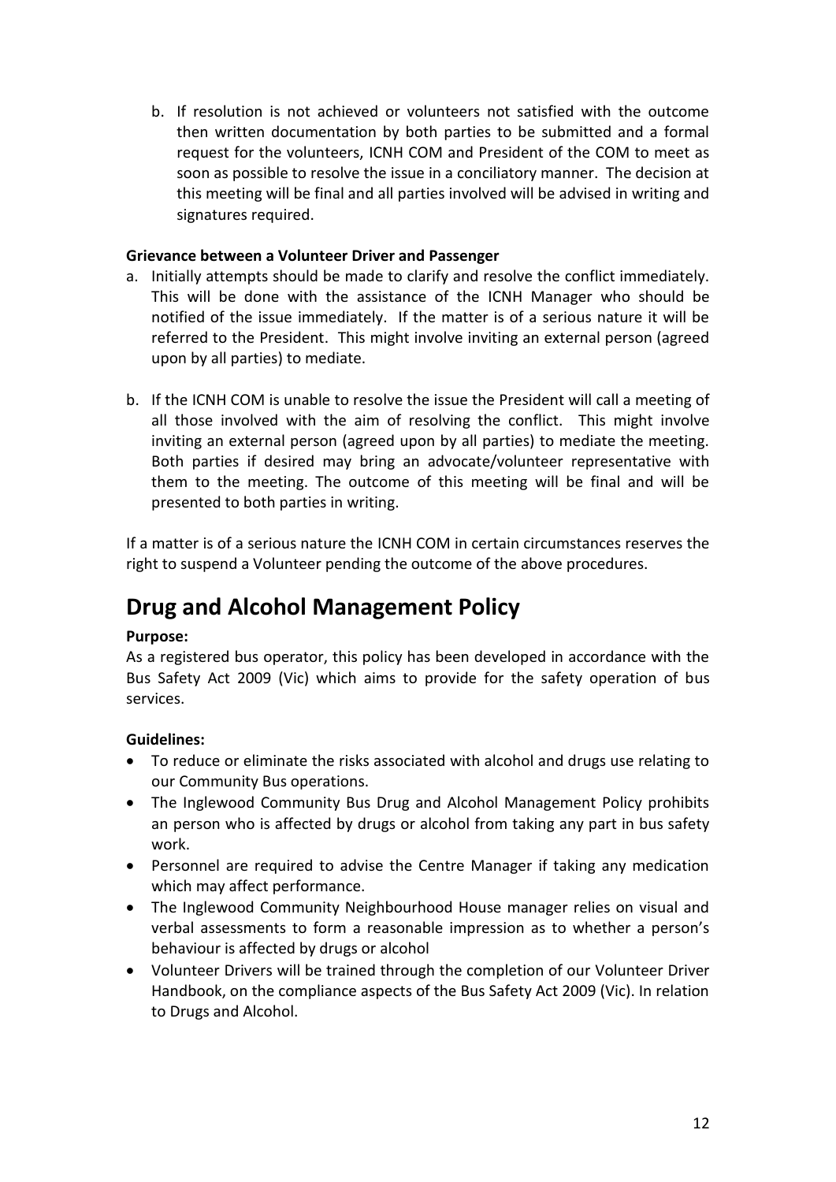b. If resolution is not achieved or volunteers not satisfied with the outcome then written documentation by both parties to be submitted and a formal request for the volunteers, ICNH COM and President of the COM to meet as soon as possible to resolve the issue in a conciliatory manner. The decision at this meeting will be final and all parties involved will be advised in writing and signatures required.

**Grievance between a Volunteer Driver and Passenger**

a. Initially attempts should be made to clarify and resolve the conflict immediately. This will be done with the assistance of the ICNH Manager who should be notified of the issue immediately. If the matter is of a serious nature it will be referred to the President. This might involve inviting an external person (agreed upon by all parties) to mediate.

b. If the ICNH COM is unable to resolve the issue the President will call a meeting of all those involved with the aim of resolving the conflict. This might involve inviting an external person (agreed upon by all parties) to mediate the meeting. Both parties if desired may bring an advocate/volunteer representative with them to the meeting. The outcome of this meeting will be final and will be presented to both parties in writing.

If a matter is of a serious nature the ICNH COM in certain circumstances reserves the right to suspend a Volunteer pending the outcome of the above procedures.

# Drug and Alcohol Management Policy

**Purpose:**

As a registered bus operator, this policy has been developed in accordance with the Bus Safety Act 2009 (Vic) which aims to provide for the safety operation of bus services.

**Guidelines:**

- To reduce or eliminate the risks associated with alcohol and drugs use relating to our Community Bus operations.
- The Inglewood Community Bus Drug and Alcohol Management Policy prohibits an person who is affected by drugs or alcohol from taking any part in bus safety work.
- Personnel are required to advise the Centre Manager if taking any medication which may affect performance.
- The Inglewood Community Neighbourhood House manager relies on visual and verbal assessments to form a reasonable impression as to whether a person's behaviour is affected by drugs or alcohol
- Volunteer Drivers will be trained through the completion of our Volunteer Driver Handbook, on the compliance aspects of the Bus Safety Act 2009 (Vic). In relation to Drugs and Alcohol.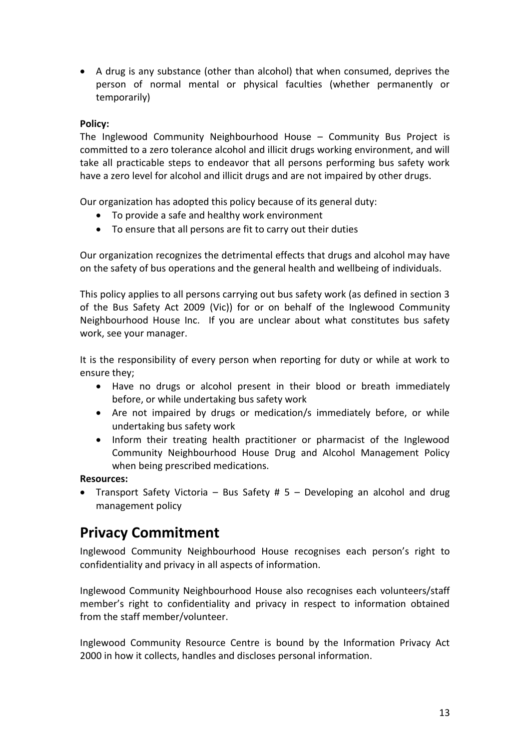- A drug is any substance (other than alcohol) that when consumed, deprives the person of normal mental or physical faculties (whether permanently or temporarily)

**Policy:**
The Inglewood Community Neighbourhood House – Community Bus Project is committed to a zero tolerance alcohol and illicit drugs working environment, and will take all practicable steps to endeavor that all persons performing bus safety work have a zero level for alcohol and illicit drugs and are not impaired by other drugs.

Our organization has adopted this policy because of its general duty:

- To provide a safe and healthy work environment
- To ensure that all persons are fit to carry out their duties

Our organization recognizes the detrimental effects that drugs and alcohol may have on the safety of bus operations and the general health and wellbeing of individuals.

This policy applies to all persons carrying out bus safety work (as defined in section 3 of the Bus Safety Act 2009 (Vic)) for or on behalf of the Inglewood Community Neighbourhood House Inc. If you are unclear about what constitutes bus safety work, see your manager.

It is the responsibility of every person when reporting for duty or while at work to ensure they;

- Have no drugs or alcohol present in their blood or breath immediately before, or while undertaking bus safety work
- Are not impaired by drugs or medication/s immediately before, or while undertaking bus safety work
- Inform their treating health practitioner or pharmacist of the Inglewood Community Neighbourhood House Drug and Alcohol Management Policy when being prescribed medications.

**Resources:**

- Transport Safety Victoria – Bus Safety # 5 – Developing an alcohol and drug management policy

## Privacy Commitment

Inglewood Community Neighbourhood House recognises each person's right to confidentiality and privacy in all aspects of information.

Inglewood Community Neighbourhood House also recognises each volunteers/staff member's right to confidentiality and privacy in respect to information obtained from the staff member/volunteer.

Inglewood Community Resource Centre is bound by the Information Privacy Act 2000 in how it collects, handles and discloses personal information.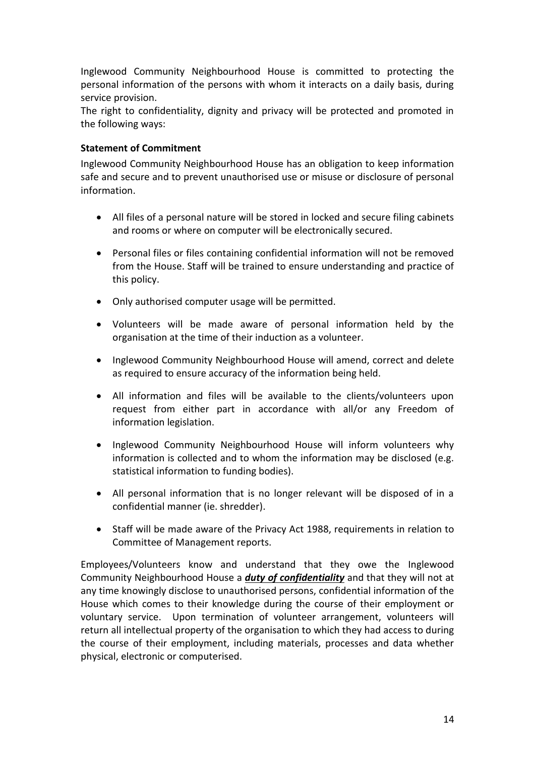Inglewood Community Neighbourhood House is committed to protecting the personal information of the persons with whom it interacts on a daily basis, during service provision.

The right to confidentiality, dignity and privacy will be protected and promoted in the following ways:

**Statement of Commitment**

Inglewood Community Neighbourhood House has an obligation to keep information safe and secure and to prevent unauthorised use or misuse or disclosure of personal information.

- All files of a personal nature will be stored in locked and secure filing cabinets and rooms or where on computer will be electronically secured.
- Personal files or files containing confidential information will not be removed from the House. Staff will be trained to ensure understanding and practice of this policy.
- Only authorised computer usage will be permitted.
- Volunteers will be made aware of personal information held by the organisation at the time of their induction as a volunteer.
- Inglewood Community Neighbourhood House will amend, correct and delete as required to ensure accuracy of the information being held.
- All information and files will be available to the clients/volunteers upon request from either part in accordance with all/or any Freedom of information legislation.
- Inglewood Community Neighbourhood House will inform volunteers why information is collected and to whom the information may be disclosed (e.g. statistical information to funding bodies).
- All personal information that is no longer relevant will be disposed of in a confidential manner (ie. shredder).
- Staff will be made aware of the Privacy Act 1988, requirements in relation to Committee of Management reports.

Employees/Volunteers know and understand that they owe the Inglewood Community Neighbourhood House a ***duty of confidentiality*** and that they will not at any time knowingly disclose to unauthorised persons, confidential information of the House which comes to their knowledge during the course of their employment or voluntary service. Upon termination of volunteer arrangement, volunteers will return all intellectual property of the organisation to which they had access to during the course of their employment, including materials, processes and data whether physical, electronic or computerised.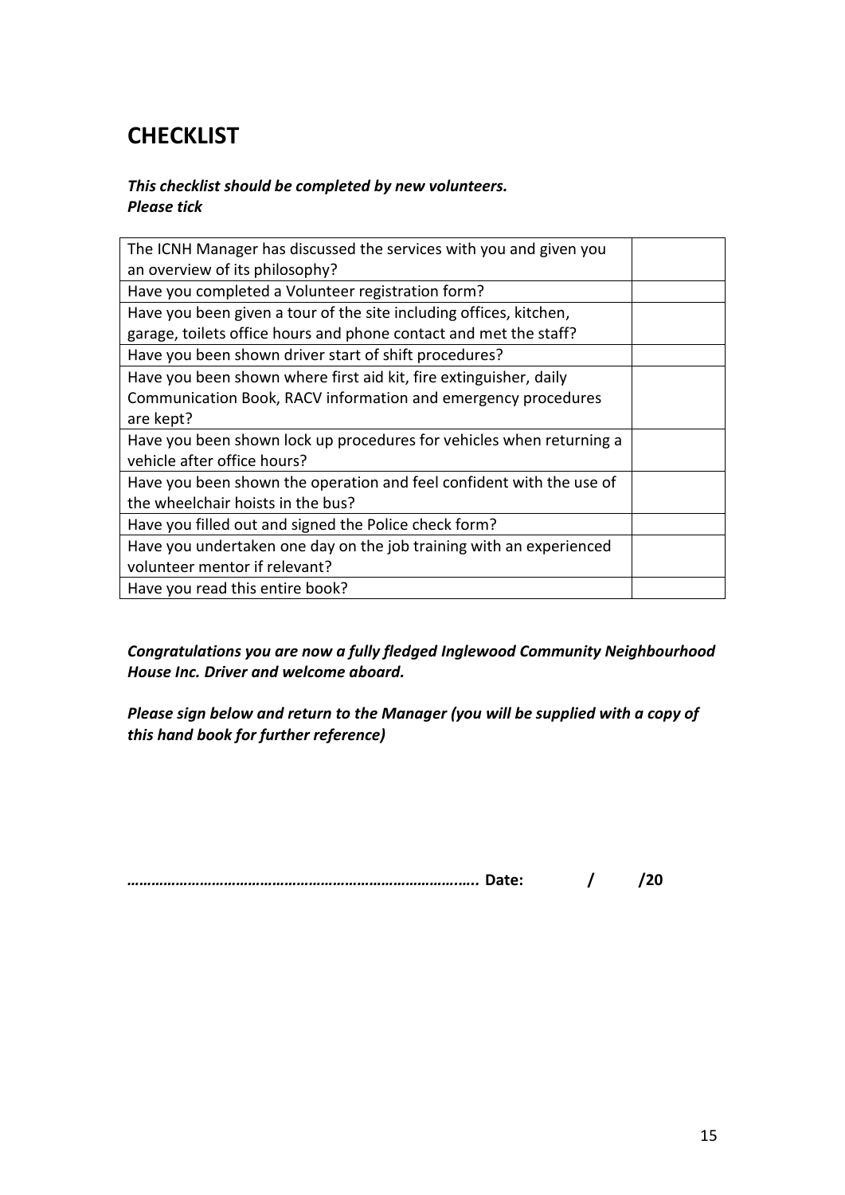# CHECKLIST

***This checklist should be completed by new volunteers.***
***Please tick***

| | |
|---|---|
| The ICNH Manager has discussed the services with you and given you an overview of its philosophy? | |
| Have you completed a Volunteer registration form? | |
| Have you been given a tour of the site including offices, kitchen, garage, toilets office hours and phone contact and met the staff? | |
| Have you been shown driver start of shift procedures? | |
| Have you been shown where first aid kit, fire extinguisher, daily Communication Book, RACV information and emergency procedures are kept? | |
| Have you been shown lock up procedures for vehicles when returning a vehicle after office hours? | |
| Have you been shown the operation and feel confident with the use of the wheelchair hoists in the bus? | |
| Have you filled out and signed the Police check form? | |
| Have you undertaken one day on the job training with an experienced volunteer mentor if relevant? | |
| Have you read this entire book? | |

***Congratulations you are now a fully fledged Inglewood Community Neighbourhood House Inc. Driver and welcome aboard.***

***Please sign below and return to the Manager (you will be supplied with a copy of this hand book for further reference)***

***…………………………………………………………………………. Date: / /20***